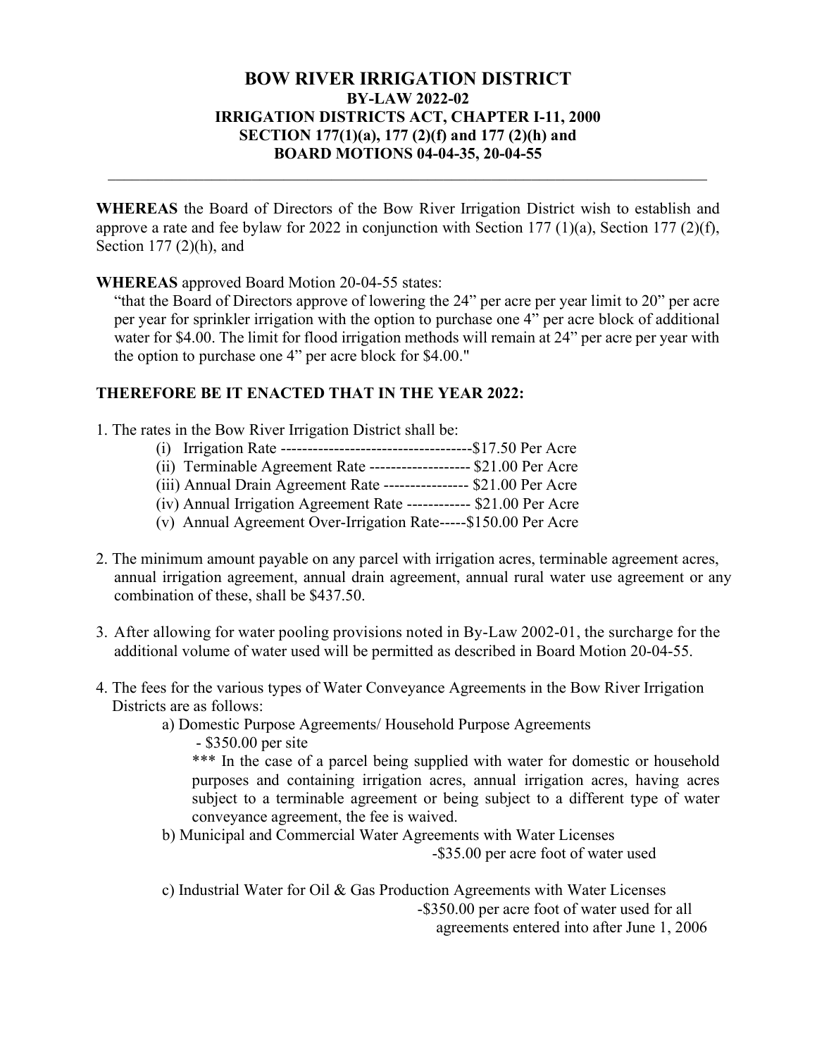# BOW RIVER IRRIGATION DISTRICT

## BY-LAW 2022-02
## IRRIGATION DISTRICTS ACT, CHAPTER I-11, 2000
## SECTION 177(1)(a), 177 (2)(f) and 177 (2)(h) and
## BOARD MOTIONS 04-04-35, 20-04-55

---

**WHEREAS** the Board of Directors of the Bow River Irrigation District wish to establish and approve a rate and fee bylaw for 2022 in conjunction with Section 177 (1)(a), Section 177 (2)(f), Section 177 (2)(h), and

**WHEREAS** approved Board Motion 20-04-55 states:

"that the Board of Directors approve of lowering the 24" per acre per year limit to 20" per acre per year for sprinkler irrigation with the option to purchase one 4" per acre block of additional water for $4.00. The limit for flood irrigation methods will remain at 24" per acre per year with the option to purchase one 4" per acre block for $4.00."

**THEREFORE BE IT ENACTED THAT IN THE YEAR 2022:**

1. The rates in the Bow River Irrigation District shall be:
   - (i) Irrigation Rate ------------------------------------$17.50 Per Acre
   - (ii) Terminable Agreement Rate ------------------- $21.00 Per Acre
   - (iii) Annual Drain Agreement Rate ---------------- $21.00 Per Acre
   - (iv) Annual Irrigation Agreement Rate ------------ $21.00 Per Acre
   - (v) Annual Agreement Over-Irrigation Rate-----$150.00 Per Acre

2. The minimum amount payable on any parcel with irrigation acres, terminable agreement acres, annual irrigation agreement, annual drain agreement, annual rural water use agreement or any combination of these, shall be $437.50.

3. After allowing for water pooling provisions noted in By-Law 2002-01, the surcharge for the additional volume of water used will be permitted as described in Board Motion 20-04-55.

4. The fees for the various types of Water Conveyance Agreements in the Bow River Irrigation Districts are as follows:
   - a) Domestic Purpose Agreements/ Household Purpose Agreements
     - $350.00 per site

     *** In the case of a parcel being supplied with water for domestic or household purposes and containing irrigation acres, annual irrigation acres, having acres subject to a terminable agreement or being subject to a different type of water conveyance agreement, the fee is waived.
   - b) Municipal and Commercial Water Agreements with Water Licenses
     - -$35.00 per acre foot of water used
   - c) Industrial Water for Oil & Gas Production Agreements with Water Licenses
     - -$350.00 per acre foot of water used for all agreements entered into after June 1, 2006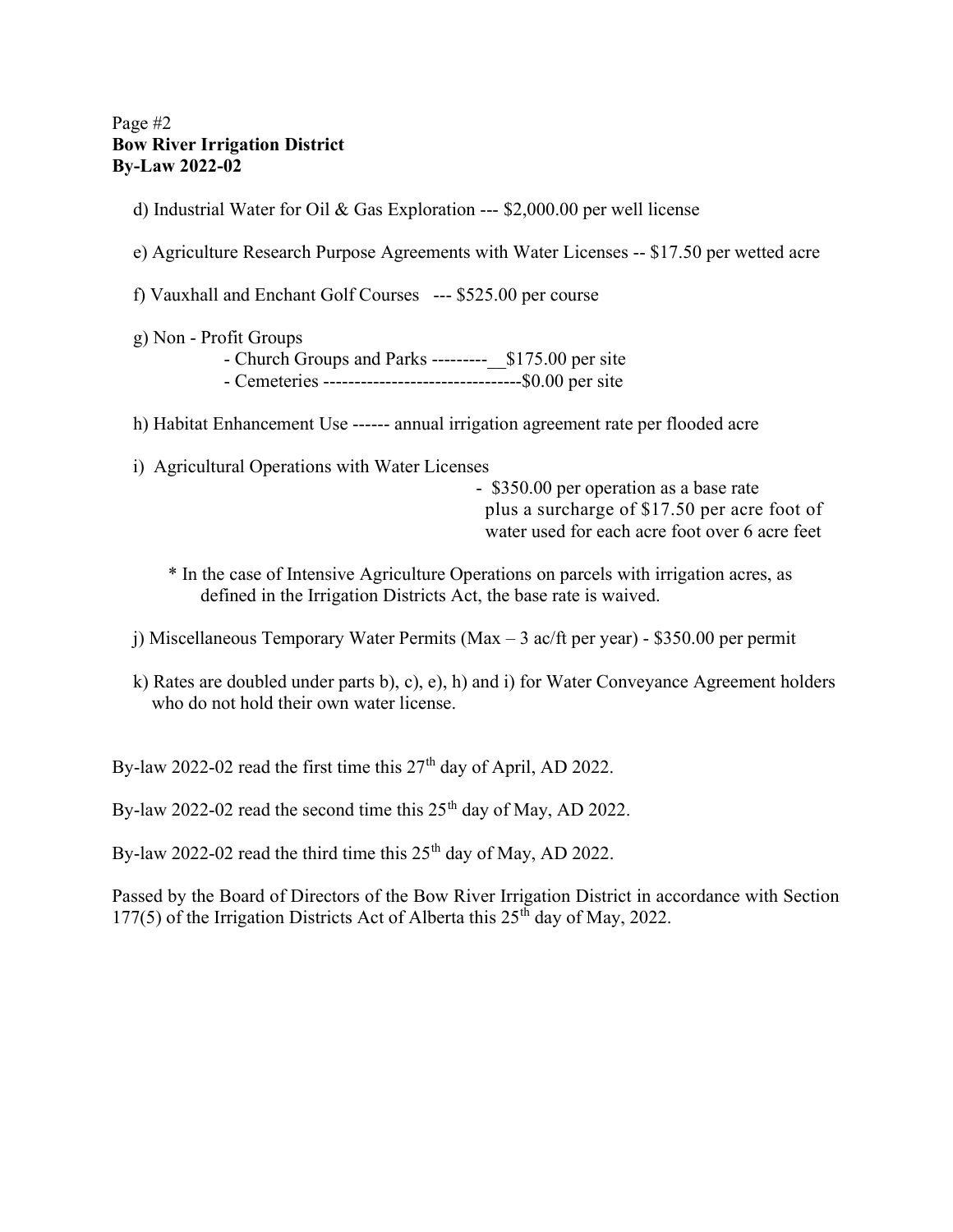**Bow River Irrigation District**
**By-Law 2022-02**

d) Industrial Water for Oil & Gas Exploration --- $2,000.00 per well license

e) Agriculture Research Purpose Agreements with Water Licenses -- $17.50 per wetted acre

f) Vauxhall and Enchant Golf Courses --- $525.00 per course

g) Non - Profit Groups
  - Church Groups and Parks ---------__$175.00 per site
  - Cemeteries --------------------------------$0.00 per site

h) Habitat Enhancement Use ------ annual irrigation agreement rate per flooded acre

i) Agricultural Operations with Water Licenses
  - $350.00 per operation as a base rate plus a surcharge of $17.50 per acre foot of water used for each acre foot over 6 acre feet

  * In the case of Intensive Agriculture Operations on parcels with irrigation acres, as defined in the Irrigation Districts Act, the base rate is waived.

j) Miscellaneous Temporary Water Permits (Max – 3 ac/ft per year) - $350.00 per permit

k) Rates are doubled under parts b), c), e), h) and i) for Water Conveyance Agreement holders who do not hold their own water license.

By-law 2022-02 read the first time this 27th day of April, AD 2022.

By-law 2022-02 read the second time this 25th day of May, AD 2022.

By-law 2022-02 read the third time this 25th day of May, AD 2022.

Passed by the Board of Directors of the Bow River Irrigation District in accordance with Section 177(5) of the Irrigation Districts Act of Alberta this 25th day of May, 2022.